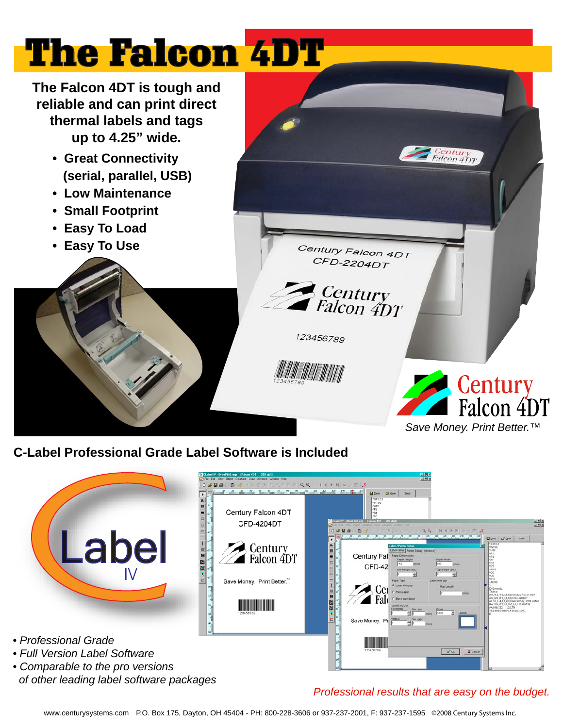# The Falcon 4DT

**The Falcon 4DT is tough and reliable and can print direct thermal labels and tags up to 4.25" wide.**

- **Great Connectivity (serial, parallel, USB)**
- **Low Maintenance**
- **Small Footprint**
- **Easy To Load**
- **Easy To Use**

Century Falcon 4DT

*Save Money. Print Better.™*

## C-Label Professional Grade Label Software is Included

- *Professional Grade*
- *Full Version Label Software*
- *Comparable to the pro versions of other leading label software packages*

*Professional results that are easy on the budget.*

www.centurysystems.com P.O. Box 175, Dayton, OH 45404 - PH: 800-228-3606 or 937-237-2001, F: 937-237-1595 ©2008 Century Systems Inc.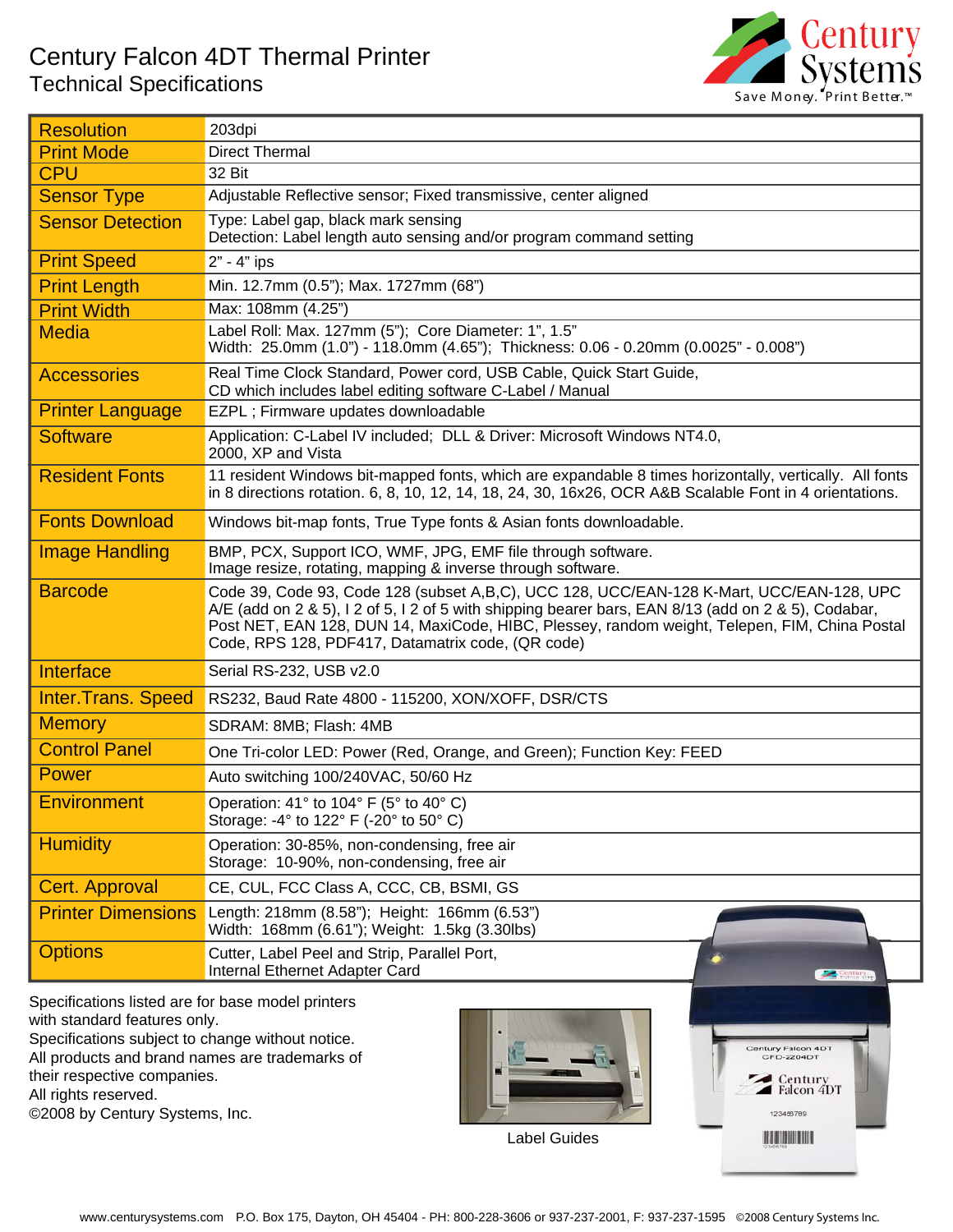# Century Falcon 4DT Thermal Printer

## Technical Specifications

| | |
|---|---|
| Resolution | 203dpi |
| Print Mode | Direct Thermal |
| CPU | 32 Bit |
| Sensor Type | Adjustable Reflective sensor; Fixed transmissive, center aligned |
| Sensor Detection | Type: Label gap, black mark sensing<br>Detection: Label length auto sensing and/or program command setting |
| Print Speed | 2” - 4” ips |
| Print Length | Min. 12.7mm (0.5”); Max. 1727mm (68”) |
| Print Width | Max: 108mm (4.25”) |
| Media | Label Roll: Max. 127mm (5”); Core Diameter: 1”, 1.5”<br>Width: 25.0mm (1.0”) - 118.0mm (4.65”); Thickness: 0.06 - 0.20mm (0.0025” - 0.008”) |
| Accessories | Real Time Clock Standard, Power cord, USB Cable, Quick Start Guide,<br>CD which includes label editing software C-Label / Manual |
| Printer Language | EZPL ; Firmware updates downloadable |
| Software | Application: C-Label IV included; DLL & Driver: Microsoft Windows NT4.0,<br>2000, XP and Vista |
| Resident Fonts | 11 resident Windows bit-mapped fonts, which are expandable 8 times horizontally, vertically. All fonts in 8 directions rotation. 6, 8, 10, 12, 14, 18, 24, 30, 16x26, OCR A&B Scalable Font in 4 orientations. |
| Fonts Download | Windows bit-map fonts, True Type fonts & Asian fonts downloadable. |
| Image Handling | BMP, PCX, Support ICO, WMF, JPG, EMF file through software.<br>Image resize, rotating, mapping & inverse through software. |
| Barcode | Code 39, Code 93, Code 128 (subset A,B,C), UCC 128, UCC/EAN-128 K-Mart, UCC/EAN-128, UPC A/E (add on 2 & 5), I 2 of 5, I 2 of 5 with shipping bearer bars, EAN 8/13 (add on 2 & 5), Codabar, Post NET, EAN 128, DUN 14, MaxiCode, HIBC, Plessey, random weight, Telepen, FIM, China Postal Code, RPS 128, PDF417, Datamatrix code, (QR code) |
| Interface | Serial RS-232, USB v2.0 |
| Inter.Trans. Speed | RS232, Baud Rate 4800 - 115200, XON/XOFF, DSR/CTS |
| Memory | SDRAM: 8MB; Flash: 4MB |
| Control Panel | One Tri-color LED: Power (Red, Orange, and Green); Function Key: FEED |
| Power | Auto switching 100/240VAC, 50/60 Hz |
| Environment | Operation: 41° to 104° F (5° to 40° C)<br>Storage: -4° to 122° F (-20° to 50° C) |
| Humidity | Operation: 30-85%, non-condensing, free air<br>Storage: 10-90%, non-condensing, free air |
| Cert. Approval | CE, CUL, FCC Class A, CCC, CB, BSMI, GS |
| Printer Dimensions | Length: 218mm (8.58”); Height: 166mm (6.53”)<br>Width: 168mm (6.61”); Weight: 1.5kg (3.30lbs) |
| Options | Cutter, Label Peel and Strip, Parallel Port,<br>Internal Ethernet Adapter Card |

Specifications listed are for base model printers with standard features only.
Specifications subject to change without notice.
All products and brand names are trademarks of their respective companies.
All rights reserved.
©2008 by Century Systems, Inc.

Label Guides

www.centurysystems.com P.O. Box 175, Dayton, OH 45404 - PH: 800-228-3606 or 937-237-2001, F: 937-237-1595 ©2008 Century Systems Inc.